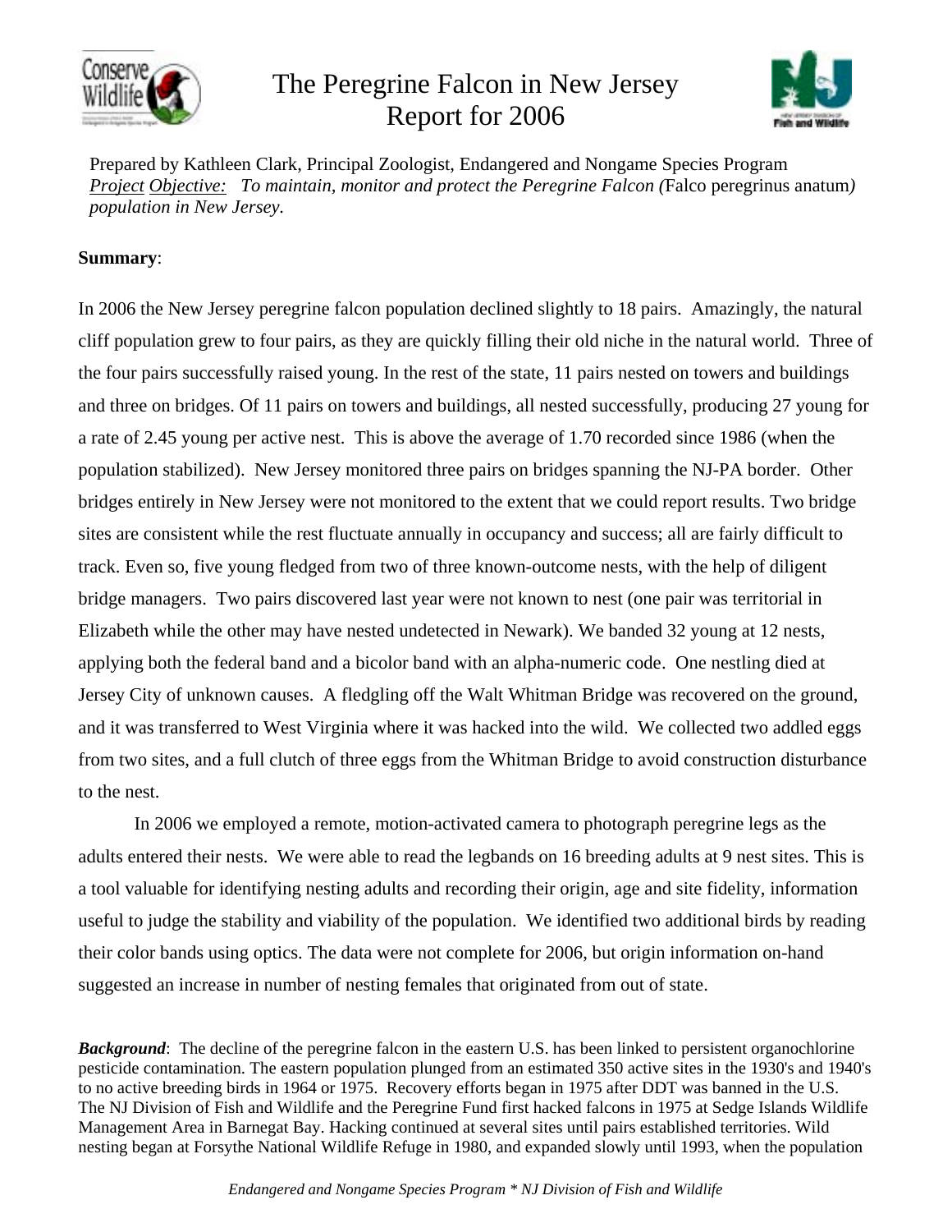# The Peregrine Falcon in New Jersey Report for 2006

Prepared by Kathleen Clark, Principal Zoologist, Endangered and Nongame Species Program
*Project Objective: To maintain, monitor and protect the Peregrine Falcon (*Falco peregrinus anatum*) population in New Jersey.*

**Summary**:

In 2006 the New Jersey peregrine falcon population declined slightly to 18 pairs. Amazingly, the natural cliff population grew to four pairs, as they are quickly filling their old niche in the natural world. Three of the four pairs successfully raised young. In the rest of the state, 11 pairs nested on towers and buildings and three on bridges. Of 11 pairs on towers and buildings, all nested successfully, producing 27 young for a rate of 2.45 young per active nest. This is above the average of 1.70 recorded since 1986 (when the population stabilized). New Jersey monitored three pairs on bridges spanning the NJ-PA border. Other bridges entirely in New Jersey were not monitored to the extent that we could report results. Two bridge sites are consistent while the rest fluctuate annually in occupancy and success; all are fairly difficult to track. Even so, five young fledged from two of three known-outcome nests, with the help of diligent bridge managers. Two pairs discovered last year were not known to nest (one pair was territorial in Elizabeth while the other may have nested undetected in Newark). We banded 32 young at 12 nests, applying both the federal band and a bicolor band with an alpha-numeric code. One nestling died at Jersey City of unknown causes. A fledgling off the Walt Whitman Bridge was recovered on the ground, and it was transferred to West Virginia where it was hacked into the wild. We collected two addled eggs from two sites, and a full clutch of three eggs from the Whitman Bridge to avoid construction disturbance to the nest.

In 2006 we employed a remote, motion-activated camera to photograph peregrine legs as the adults entered their nests. We were able to read the legbands on 16 breeding adults at 9 nest sites. This is a tool valuable for identifying nesting adults and recording their origin, age and site fidelity, information useful to judge the stability and viability of the population. We identified two additional birds by reading their color bands using optics. The data were not complete for 2006, but origin information on-hand suggested an increase in number of nesting females that originated from out of state.

***Background***: The decline of the peregrine falcon in the eastern U.S. has been linked to persistent organochlorine pesticide contamination. The eastern population plunged from an estimated 350 active sites in the 1930's and 1940's to no active breeding birds in 1964 or 1975. Recovery efforts began in 1975 after DDT was banned in the U.S. The NJ Division of Fish and Wildlife and the Peregrine Fund first hacked falcons in 1975 at Sedge Islands Wildlife Management Area in Barnegat Bay. Hacking continued at several sites until pairs established territories. Wild nesting began at Forsythe National Wildlife Refuge in 1980, and expanded slowly until 1993, when the population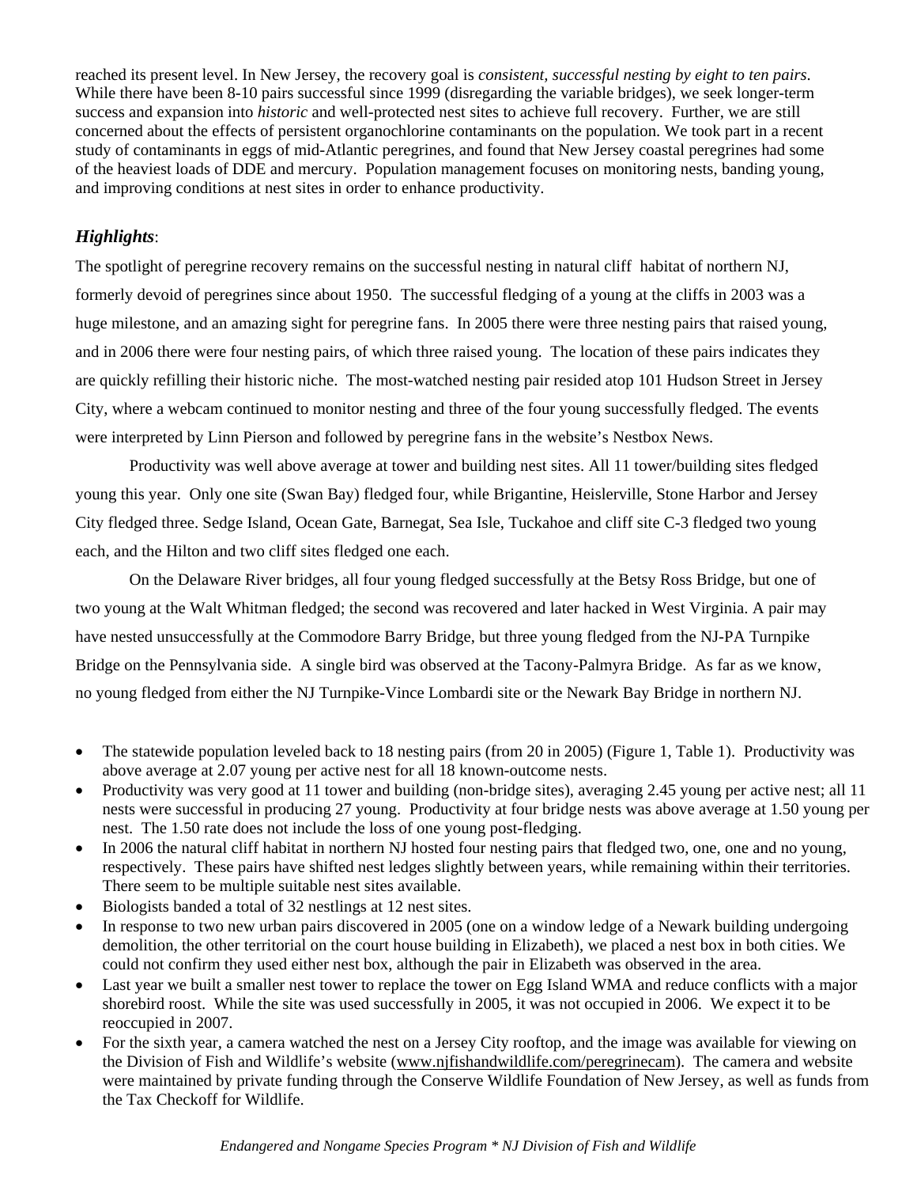reached its present level. In New Jersey, the recovery goal is *consistent, successful nesting by eight to ten pairs*. While there have been 8-10 pairs successful since 1999 (disregarding the variable bridges), we seek longer-term success and expansion into *historic* and well-protected nest sites to achieve full recovery. Further, we are still concerned about the effects of persistent organochlorine contaminants on the population. We took part in a recent study of contaminants in eggs of mid-Atlantic peregrines, and found that New Jersey coastal peregrines had some of the heaviest loads of DDE and mercury. Population management focuses on monitoring nests, banding young, and improving conditions at nest sites in order to enhance productivity.

### *Highlights*:

The spotlight of peregrine recovery remains on the successful nesting in natural cliff habitat of northern NJ, formerly devoid of peregrines since about 1950. The successful fledging of a young at the cliffs in 2003 was a huge milestone, and an amazing sight for peregrine fans. In 2005 there were three nesting pairs that raised young, and in 2006 there were four nesting pairs, of which three raised young. The location of these pairs indicates they are quickly refilling their historic niche. The most-watched nesting pair resided atop 101 Hudson Street in Jersey City, where a webcam continued to monitor nesting and three of the four young successfully fledged. The events were interpreted by Linn Pierson and followed by peregrine fans in the website's Nestbox News.

Productivity was well above average at tower and building nest sites. All 11 tower/building sites fledged young this year. Only one site (Swan Bay) fledged four, while Brigantine, Heislerville, Stone Harbor and Jersey City fledged three. Sedge Island, Ocean Gate, Barnegat, Sea Isle, Tuckahoe and cliff site C-3 fledged two young each, and the Hilton and two cliff sites fledged one each.

On the Delaware River bridges, all four young fledged successfully at the Betsy Ross Bridge, but one of two young at the Walt Whitman fledged; the second was recovered and later hacked in West Virginia. A pair may have nested unsuccessfully at the Commodore Barry Bridge, but three young fledged from the NJ-PA Turnpike Bridge on the Pennsylvania side. A single bird was observed at the Tacony-Palmyra Bridge. As far as we know, no young fledged from either the NJ Turnpike-Vince Lombardi site or the Newark Bay Bridge in northern NJ.

- The statewide population leveled back to 18 nesting pairs (from 20 in 2005) (Figure 1, Table 1). Productivity was above average at 2.07 young per active nest for all 18 known-outcome nests.
- Productivity was very good at 11 tower and building (non-bridge sites), averaging 2.45 young per active nest; all 11 nests were successful in producing 27 young. Productivity at four bridge nests was above average at 1.50 young per nest. The 1.50 rate does not include the loss of one young post-fledging.
- In 2006 the natural cliff habitat in northern NJ hosted four nesting pairs that fledged two, one, one and no young, respectively. These pairs have shifted nest ledges slightly between years, while remaining within their territories. There seem to be multiple suitable nest sites available.
- Biologists banded a total of 32 nestlings at 12 nest sites.
- In response to two new urban pairs discovered in 2005 (one on a window ledge of a Newark building undergoing demolition, the other territorial on the court house building in Elizabeth), we placed a nest box in both cities. We could not confirm they used either nest box, although the pair in Elizabeth was observed in the area.
- Last year we built a smaller nest tower to replace the tower on Egg Island WMA and reduce conflicts with a major shorebird roost. While the site was used successfully in 2005, it was not occupied in 2006. We expect it to be reoccupied in 2007.
- For the sixth year, a camera watched the nest on a Jersey City rooftop, and the image was available for viewing on the Division of Fish and Wildlife's website (www.njfishandwildlife.com/peregrinecam). The camera and website were maintained by private funding through the Conserve Wildlife Foundation of New Jersey, as well as funds from the Tax Checkoff for Wildlife.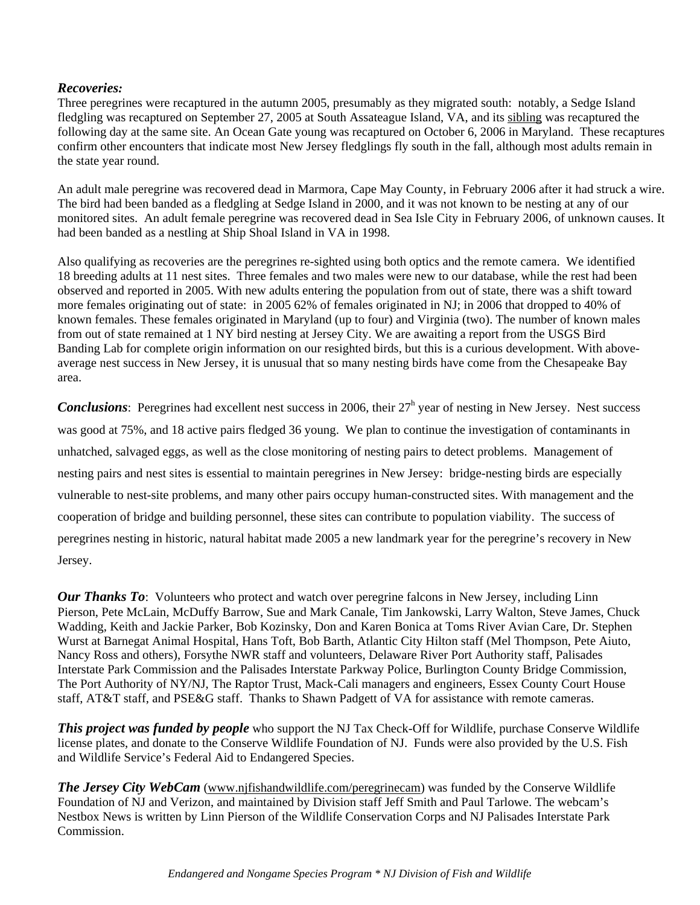***Recoveries:***
Three peregrines were recaptured in the autumn 2005, presumably as they migrated south: notably, a Sedge Island fledgling was recaptured on September 27, 2005 at South Assateague Island, VA, and its sibling was recaptured the following day at the same site. An Ocean Gate young was recaptured on October 6, 2006 in Maryland. These recaptures confirm other encounters that indicate most New Jersey fledglings fly south in the fall, although most adults remain in the state year round.

An adult male peregrine was recovered dead in Marmora, Cape May County, in February 2006 after it had struck a wire. The bird had been banded as a fledgling at Sedge Island in 2000, and it was not known to be nesting at any of our monitored sites. An adult female peregrine was recovered dead in Sea Isle City in February 2006, of unknown causes. It had been banded as a nestling at Ship Shoal Island in VA in 1998.

Also qualifying as recoveries are the peregrines re-sighted using both optics and the remote camera. We identified 18 breeding adults at 11 nest sites. Three females and two males were new to our database, while the rest had been observed and reported in 2005. With new adults entering the population from out of state, there was a shift toward more females originating out of state: in 2005 62% of females originated in NJ; in 2006 that dropped to 40% of known females. These females originated in Maryland (up to four) and Virginia (two). The number of known males from out of state remained at 1 NY bird nesting at Jersey City. We are awaiting a report from the USGS Bird Banding Lab for complete origin information on our resighted birds, but this is a curious development. With above-average nest success in New Jersey, it is unusual that so many nesting birds have come from the Chesapeake Bay area.

***Conclusions***: Peregrines had excellent nest success in 2006, their 27h year of nesting in New Jersey. Nest success was good at 75%, and 18 active pairs fledged 36 young. We plan to continue the investigation of contaminants in unhatched, salvaged eggs, as well as the close monitoring of nesting pairs to detect problems. Management of nesting pairs and nest sites is essential to maintain peregrines in New Jersey: bridge-nesting birds are especially vulnerable to nest-site problems, and many other pairs occupy human-constructed sites. With management and the cooperation of bridge and building personnel, these sites can contribute to population viability. The success of peregrines nesting in historic, natural habitat made 2005 a new landmark year for the peregrine's recovery in New Jersey.

***Our Thanks To***: Volunteers who protect and watch over peregrine falcons in New Jersey, including Linn Pierson, Pete McLain, McDuffy Barrow, Sue and Mark Canale, Tim Jankowski, Larry Walton, Steve James, Chuck Wadding, Keith and Jackie Parker, Bob Kozinsky, Don and Karen Bonica at Toms River Avian Care, Dr. Stephen Wurst at Barnegat Animal Hospital, Hans Toft, Bob Barth, Atlantic City Hilton staff (Mel Thompson, Pete Aiuto, Nancy Ross and others), Forsythe NWR staff and volunteers, Delaware River Port Authority staff, Palisades Interstate Park Commission and the Palisades Interstate Parkway Police, Burlington County Bridge Commission, The Port Authority of NY/NJ, The Raptor Trust, Mack-Cali managers and engineers, Essex County Court House staff, AT&T staff, and PSE&G staff. Thanks to Shawn Padgett of VA for assistance with remote cameras.

***This project was funded by people*** who support the NJ Tax Check-Off for Wildlife, purchase Conserve Wildlife license plates, and donate to the Conserve Wildlife Foundation of NJ. Funds were also provided by the U.S. Fish and Wildlife Service's Federal Aid to Endangered Species.

***The Jersey City WebCam*** (www.njfishandwildlife.com/peregrinecam) was funded by the Conserve Wildlife Foundation of NJ and Verizon, and maintained by Division staff Jeff Smith and Paul Tarlowe. The webcam's Nestbox News is written by Linn Pierson of the Wildlife Conservation Corps and NJ Palisades Interstate Park Commission.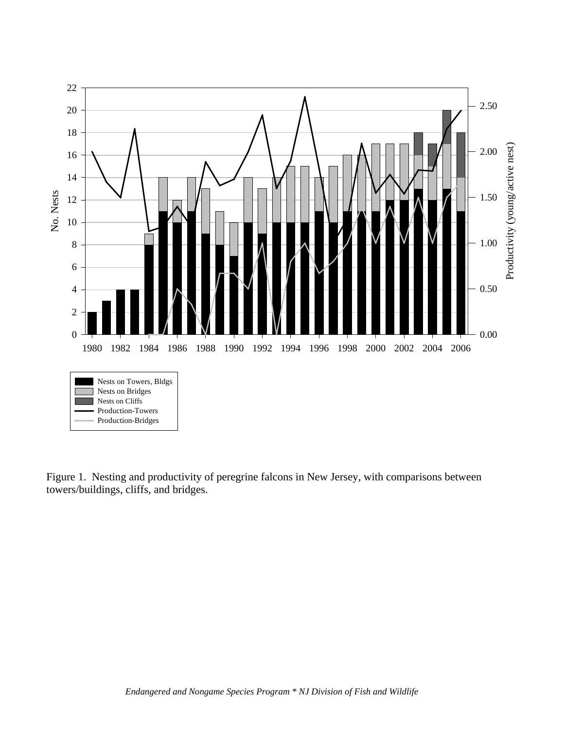No. Nests

22
20
18
16
14
12
10
8
6
4
2
0

1980 1982 1984 1986 1988 1990 1992 1994 1996 1998 2000 2002 2004 2006

Productivity (young/active nest)

2.50
2.00
1.50
1.00
0.50
0.00

Nests on Towers, Bldgs
Nests on Bridges
Nests on Cliffs
Production-Towers
Production-Bridges

Figure 1. Nesting and productivity of peregrine falcons in New Jersey, with comparisons between towers/buildings, cliffs, and bridges.

*Endangered and Nongame Species Program * NJ Division of Fish and Wildlife*